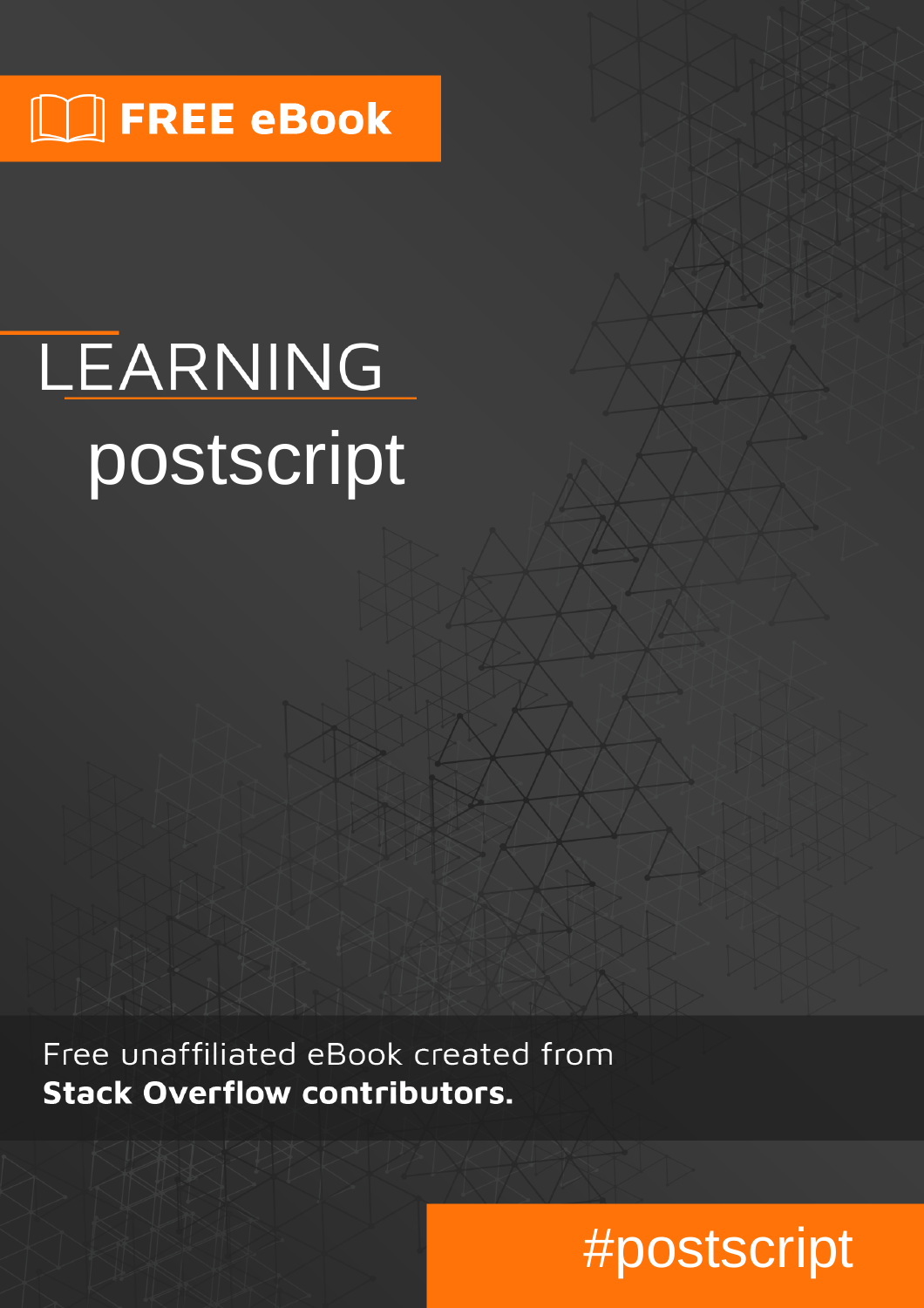FREE eBook

# LEARNING postscript

Free unaffiliated eBook created from **Stack Overflow contributors.**

#postscript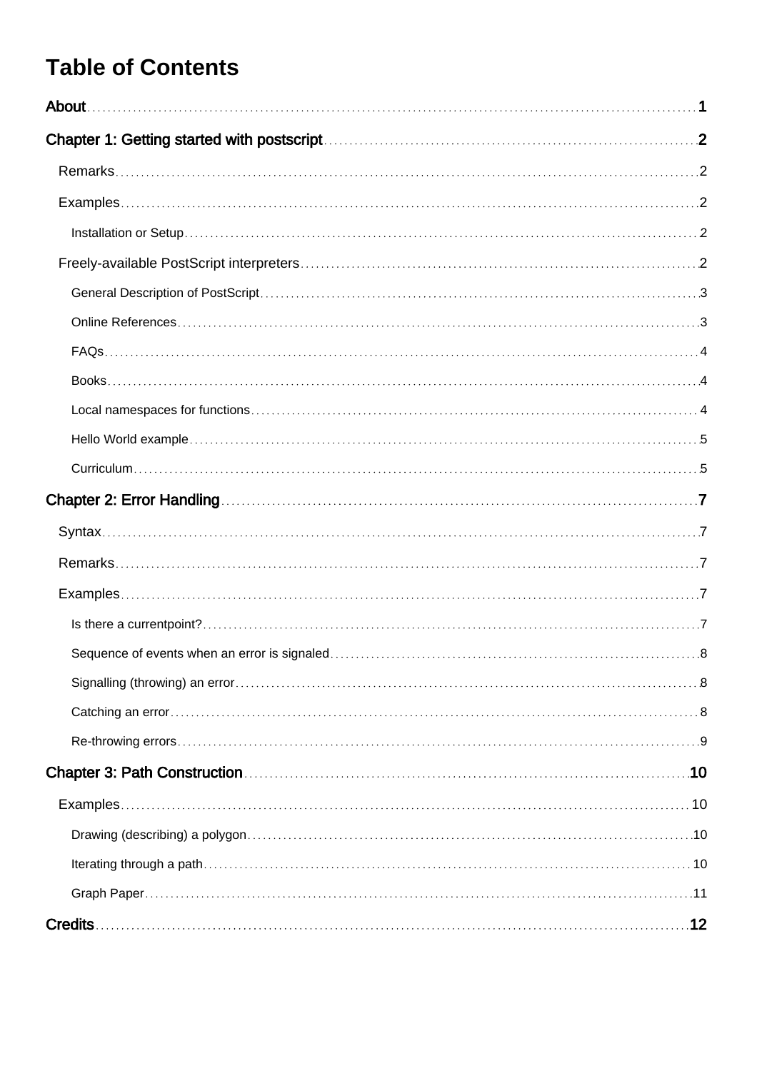# Table of Contents

- About ... 1
- Chapter 1: Getting started with postscript ... 2
  - Remarks ... 2
  - Examples ... 2
    - Installation or Setup ... 2
  - Freely-available PostScript interpreters ... 2
    - General Description of PostScript ... 3
    - Online References ... 3
    - FAQs ... 4
    - Books ... 4
    - Local namespaces for functions ... 4
    - Hello World example ... 5
    - Curriculum ... 5
- Chapter 2: Error Handling ... 7
  - Syntax ... 7
  - Remarks ... 7
  - Examples ... 7
    - Is there a currentpoint? ... 7
    - Sequence of events when an error is signaled ... 8
    - Signalling (throwing) an error ... 8
    - Catching an error ... 8
    - Re-throwing errors ... 9
- Chapter 3: Path Construction ... 10
  - Examples ... 10
    - Drawing (describing) a polygon ... 10
    - Iterating through a path ... 10
    - Graph Paper ... 11
- Credits ... 12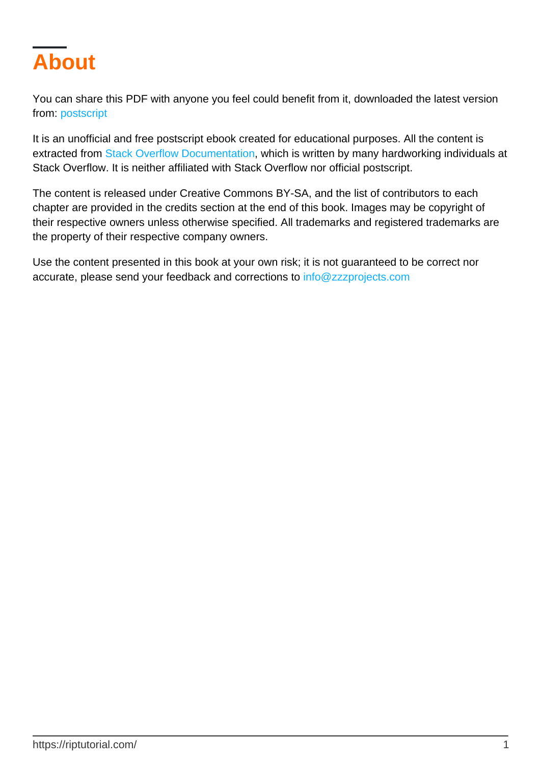# About

You can share this PDF with anyone you feel could benefit from it, downloaded the latest version from: postscript

It is an unofficial and free postscript ebook created for educational purposes. All the content is extracted from Stack Overflow Documentation, which is written by many hardworking individuals at Stack Overflow. It is neither affiliated with Stack Overflow nor official postscript.

The content is released under Creative Commons BY-SA, and the list of contributors to each chapter are provided in the credits section at the end of this book. Images may be copyright of their respective owners unless otherwise specified. All trademarks and registered trademarks are the property of their respective company owners.

Use the content presented in this book at your own risk; it is not guaranteed to be correct nor accurate, please send your feedback and corrections to info@zzzprojects.com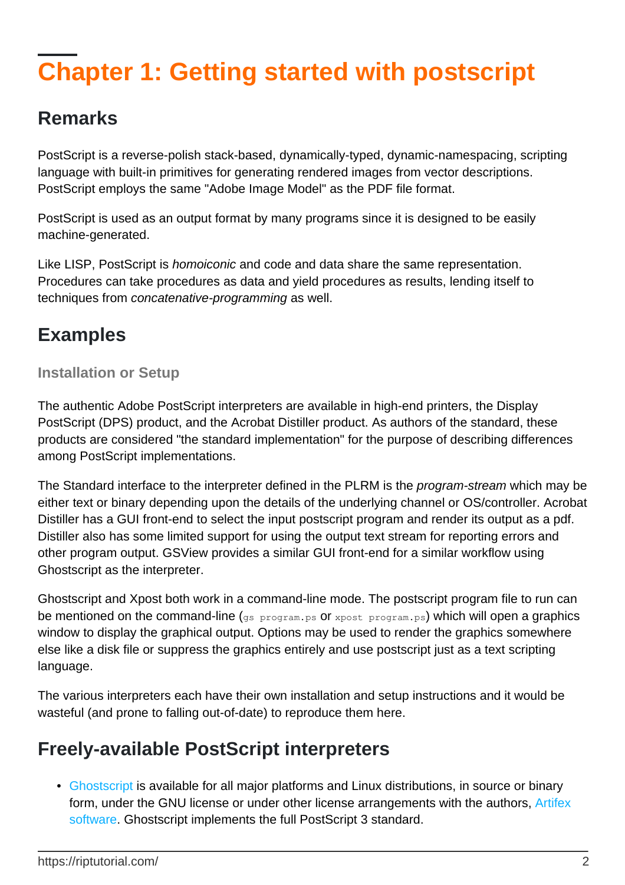# Chapter 1: Getting started with postscript

## Remarks

PostScript is a reverse-polish stack-based, dynamically-typed, dynamic-namespacing, scripting language with built-in primitives for generating rendered images from vector descriptions. PostScript employs the same "Adobe Image Model" as the PDF file format.

PostScript is used as an output format by many programs since it is designed to be easily machine-generated.

Like LISP, PostScript is *homoiconic* and code and data share the same representation. Procedures can take procedures as data and yield procedures as results, lending itself to techniques from *concatenative-programming* as well.

## Examples

### Installation or Setup

The authentic Adobe PostScript interpreters are available in high-end printers, the Display PostScript (DPS) product, and the Acrobat Distiller product. As authors of the standard, these products are considered "the standard implementation" for the purpose of describing differences among PostScript implementations.

The Standard interface to the interpreter defined in the PLRM is the *program-stream* which may be either text or binary depending upon the details of the underlying channel or OS/controller. Acrobat Distiller has a GUI front-end to select the input postscript program and render its output as a pdf. Distiller also has some limited support for using the output text stream for reporting errors and other program output. GSView provides a similar GUI front-end for a similar workflow using Ghostscript as the interpreter.

Ghostscript and Xpost both work in a command-line mode. The postscript program file to run can be mentioned on the command-line (`gs program.ps` or `xpost program.ps`) which will open a graphics window to display the graphical output. Options may be used to render the graphics somewhere else like a disk file or suppress the graphics entirely and use postscript just as a text scripting language.

The various interpreters each have their own installation and setup instructions and it would be wasteful (and prone to falling out-of-date) to reproduce them here.

## Freely-available PostScript interpreters

- Ghostscript is available for all major platforms and Linux distributions, in source or binary form, under the GNU license or under other license arrangements with the authors, Artifex software. Ghostscript implements the full PostScript 3 standard.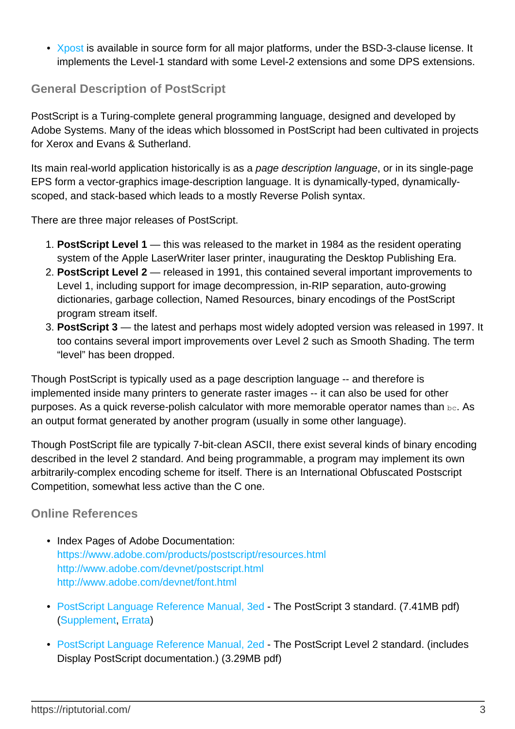- Xpost is available in source form for all major platforms, under the BSD-3-clause license. It implements the Level-1 standard with some Level-2 extensions and some DPS extensions.

## General Description of PostScript

PostScript is a Turing-complete general programming language, designed and developed by Adobe Systems. Many of the ideas which blossomed in PostScript had been cultivated in projects for Xerox and Evans & Sutherland.

Its main real-world application historically is as a *page description language*, or in its single-page EPS form a vector-graphics image-description language. It is dynamically-typed, dynamically-scoped, and stack-based which leads to a mostly Reverse Polish syntax.

There are three major releases of PostScript.

1. **PostScript Level 1** — this was released to the market in 1984 as the resident operating system of the Apple LaserWriter laser printer, inaugurating the Desktop Publishing Era.
2. **PostScript Level 2** — released in 1991, this contained several important improvements to Level 1, including support for image decompression, in-RIP separation, auto-growing dictionaries, garbage collection, Named Resources, binary encodings of the PostScript program stream itself.
3. **PostScript 3** — the latest and perhaps most widely adopted version was released in 1997. It too contains several import improvements over Level 2 such as Smooth Shading. The term "level" has been dropped.

Though PostScript is typically used as a page description language -- and therefore is implemented inside many printers to generate raster images -- it can also be used for other purposes. As a quick reverse-polish calculator with more memorable operator names than `bc`. As an output format generated by another program (usually in some other language).

Though PostScript file are typically 7-bit-clean ASCII, there exist several kinds of binary encoding described in the level 2 standard. And being programmable, a program may implement its own arbitrarily-complex encoding scheme for itself. There is an International Obfuscated Postscript Competition, somewhat less active than the C one.

## Online References

- Index Pages of Adobe Documentation:
  https://www.adobe.com/products/postscript/resources.html
  http://www.adobe.com/devnet/postscript.html
  http://www.adobe.com/devnet/font.html
- PostScript Language Reference Manual, 3ed - The PostScript 3 standard. (7.41MB pdf) (Supplement, Errata)
- PostScript Language Reference Manual, 2ed - The PostScript Level 2 standard. (includes Display PostScript documentation.) (3.29MB pdf)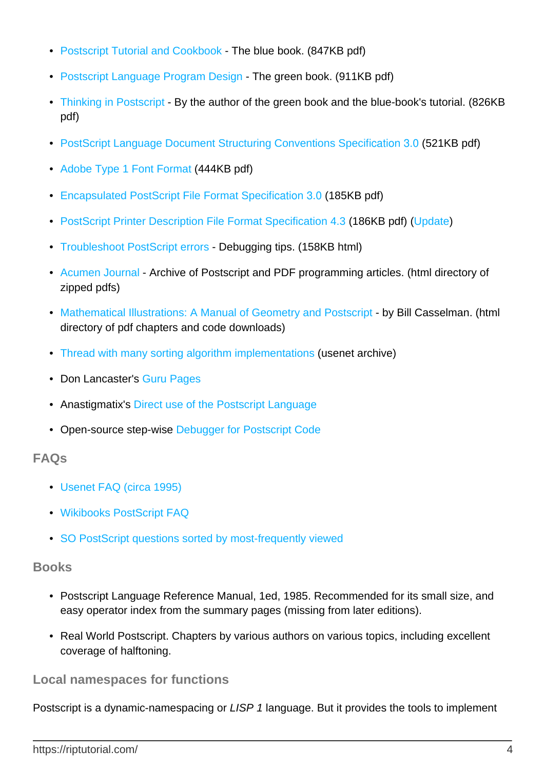- Postscript Tutorial and Cookbook - The blue book. (847KB pdf)
- Postscript Language Program Design - The green book. (911KB pdf)
- Thinking in Postscript - By the author of the green book and the blue-book's tutorial. (826KB pdf)
- PostScript Language Document Structuring Conventions Specification 3.0 (521KB pdf)
- Adobe Type 1 Font Format (444KB pdf)
- Encapsulated PostScript File Format Specification 3.0 (185KB pdf)
- PostScript Printer Description File Format Specification 4.3 (186KB pdf) (Update)
- Troubleshoot PostScript errors - Debugging tips. (158KB html)
- Acumen Journal - Archive of Postscript and PDF programming articles. (html directory of zipped pdfs)
- Mathematical Illustrations: A Manual of Geometry and Postscript - by Bill Casselman. (html directory of pdf chapters and code downloads)
- Thread with many sorting algorithm implementations (usenet archive)
- Don Lancaster's Guru Pages
- Anastigmatix's Direct use of the Postscript Language
- Open-source step-wise Debugger for Postscript Code

## FAQs

- Usenet FAQ (circa 1995)
- Wikibooks PostScript FAQ
- SO PostScript questions sorted by most-frequently viewed

## Books

- Postscript Language Reference Manual, 1ed, 1985. Recommended for its small size, and easy operator index from the summary pages (missing from later editions).
- Real World Postscript. Chapters by various authors on various topics, including excellent coverage of halftoning.

## Local namespaces for functions

Postscript is a dynamic-namespacing or *LISP 1* language. But it provides the tools to implement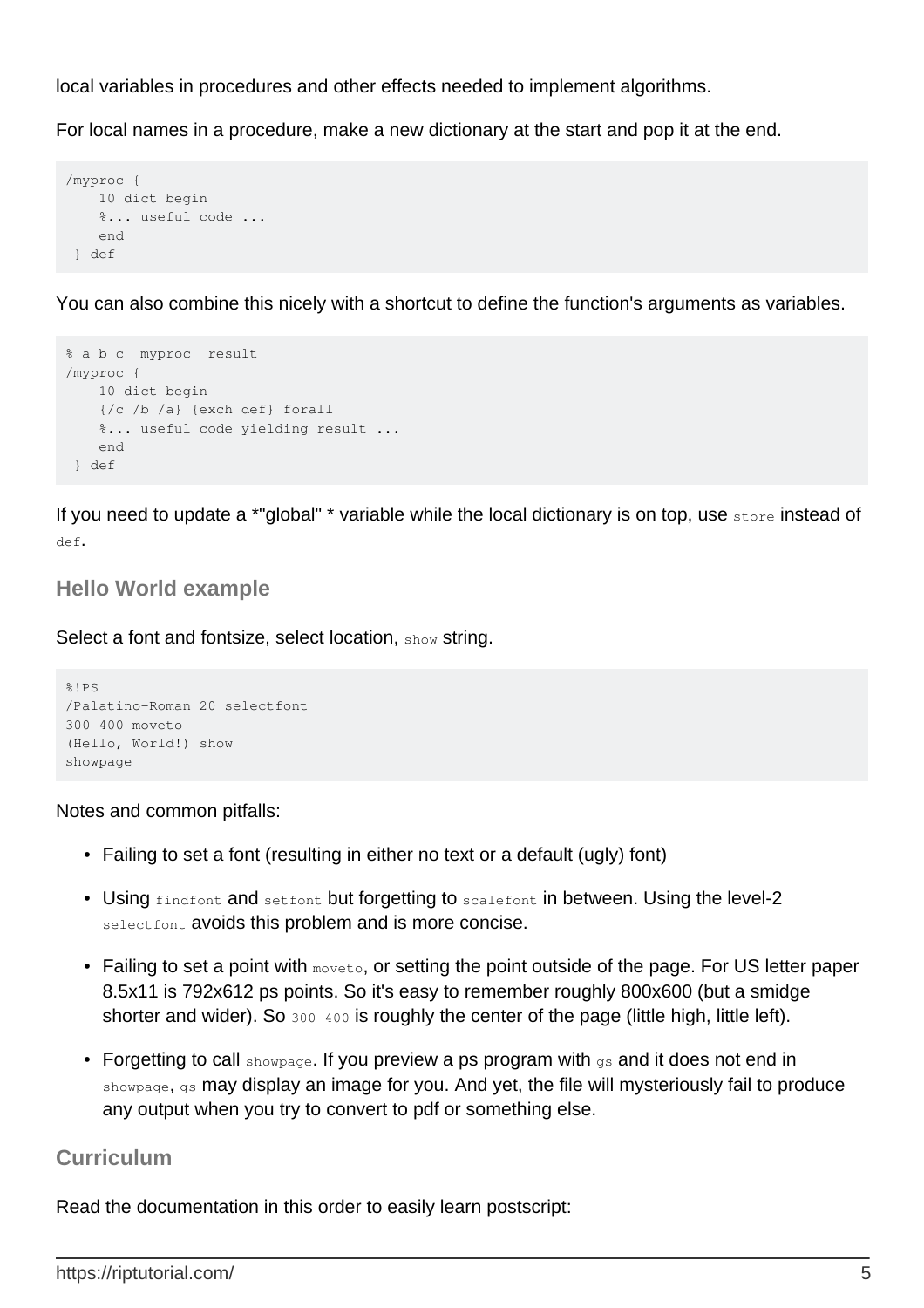local variables in procedures and other effects needed to implement algorithms.

For local names in a procedure, make a new dictionary at the start and pop it at the end.

```
/myproc {
    10 dict begin
    %... useful code ...
    end
 } def
```

You can also combine this nicely with a shortcut to define the function's arguments as variables.

```
% a b c  myproc  result
/myproc {
    10 dict begin
    {/c /b /a} {exch def} forall
    %... useful code yielding result ...
    end
 } def
```

If you need to update a *"global" * variable while the local dictionary is on top, use `store` instead of `def`.

### Hello World example

Select a font and fontsize, select location, `show` string.

```
%!PS
/Palatino-Roman 20 selectfont
300 400 moveto
(Hello, World!) show
showpage
```

Notes and common pitfalls:

- Failing to set a font (resulting in either no text or a default (ugly) font)
- Using `findfont` and `setfont` but forgetting to `scalefont` in between. Using the level-2 `selectfont` avoids this problem and is more concise.
- Failing to set a point with `moveto`, or setting the point outside of the page. For US letter paper 8.5x11 is 792x612 ps points. So it's easy to remember roughly 800x600 (but a smidge shorter and wider). So `300 400` is roughly the center of the page (little high, little left).
- Forgetting to call `showpage`. If you preview a ps program with `gs` and it does not end in `showpage`, `gs` may display an image for you. And yet, the file will mysteriously fail to produce any output when you try to convert to pdf or something else.

### Curriculum

Read the documentation in this order to easily learn postscript: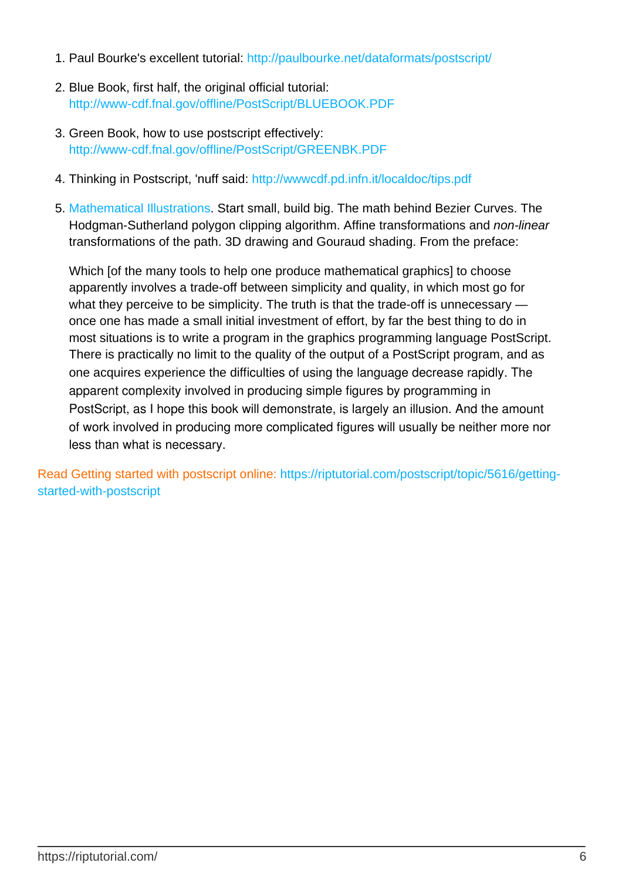1. Paul Bourke's excellent tutorial: http://paulbourke.net/dataformats/postscript/

2. Blue Book, first half, the original official tutorial: http://www-cdf.fnal.gov/offline/PostScript/BLUEBOOK.PDF

3. Green Book, how to use postscript effectively: http://www-cdf.fnal.gov/offline/PostScript/GREENBK.PDF

4. Thinking in Postscript, 'nuff said: http://wwwcdf.pd.infn.it/localdoc/tips.pdf

5. Mathematical Illustrations. Start small, build big. The math behind Bezier Curves. The Hodgman-Sutherland polygon clipping algorithm. Affine transformations and *non-linear* transformations of the path. 3D drawing and Gouraud shading. From the preface:

   Which [of the many tools to help one produce mathematical graphics] to choose apparently involves a trade-off between simplicity and quality, in which most go for what they perceive to be simplicity. The truth is that the trade-off is unnecessary — once one has made a small initial investment of effort, by far the best thing to do in most situations is to write a program in the graphics programming language PostScript. There is practically no limit to the quality of the output of a PostScript program, and as one acquires experience the difficulties of using the language decrease rapidly. The apparent complexity involved in producing simple figures by programming in PostScript, as I hope this book will demonstrate, is largely an illusion. And the amount of work involved in producing more complicated figures will usually be neither more nor less than what is necessary.

Read Getting started with postscript online: https://riptutorial.com/postscript/topic/5616/getting-started-with-postscript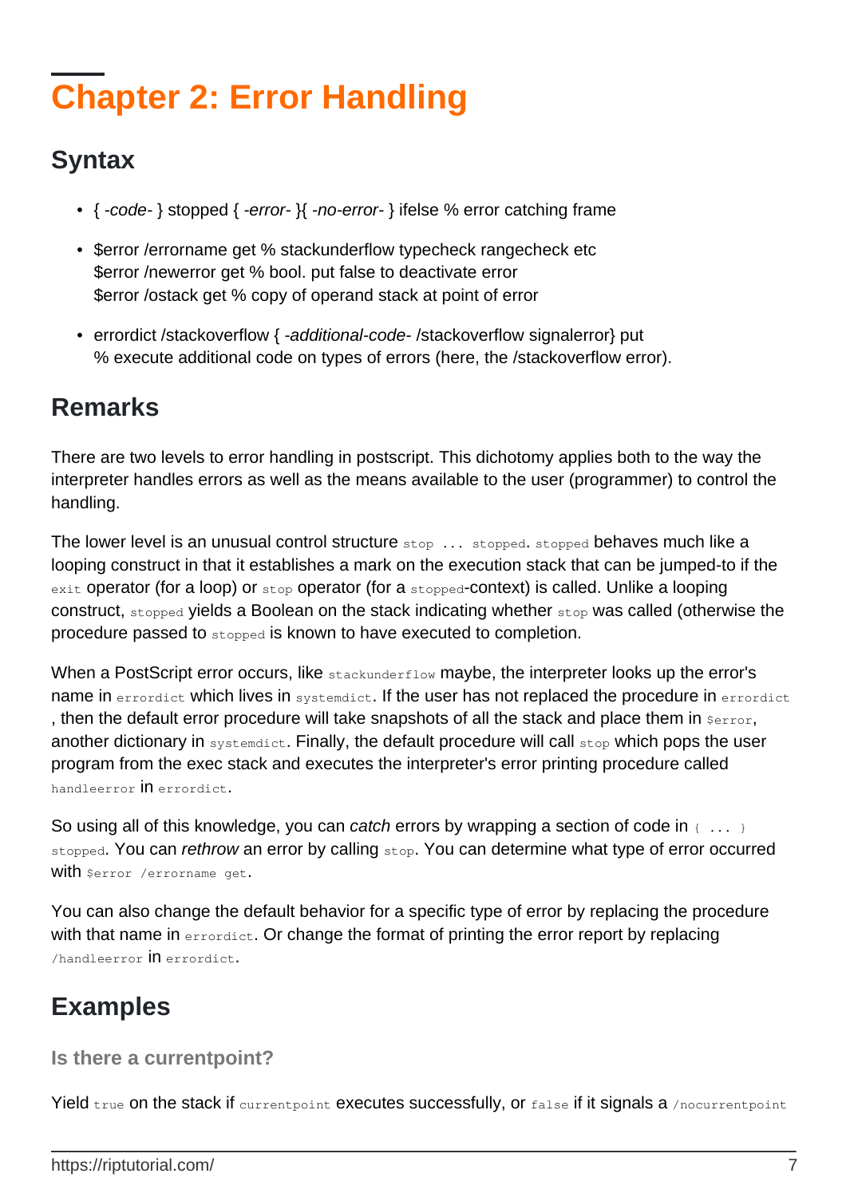# Chapter 2: Error Handling

## Syntax

- { *-code-* } stopped { *-error-* }{ *-no-error-* } ifelse % error catching frame
- $error /errorname get % stackunderflow typecheck rangecheck etc
  $error /newerror get % bool. put false to deactivate error
  $error /ostack get % copy of operand stack at point of error
- errordict /stackoverflow { *-additional-code-* /stackoverflow signalerror} put
  % execute additional code on types of errors (here, the /stackoverflow error).

## Remarks

There are two levels to error handling in postscript. This dichotomy applies both to the way the interpreter handles errors as well as the means available to the user (programmer) to control the handling.

The lower level is an unusual control structure `stop ... stopped`. `stopped` behaves much like a looping construct in that it establishes a mark on the execution stack that can be jumped-to if the `exit` operator (for a loop) or `stop` operator (for a `stopped`-context) is called. Unlike a looping construct, `stopped` yields a Boolean on the stack indicating whether `stop` was called (otherwise the procedure passed to `stopped` is known to have executed to completion.

When a PostScript error occurs, like `stackunderflow` maybe, the interpreter looks up the error's name in `errordict` which lives in `systemdict`. If the user has not replaced the procedure in `errordict` , then the default error procedure will take snapshots of all the stack and place them in `$error`, another dictionary in `systemdict`. Finally, the default procedure will call `stop` which pops the user program from the exec stack and executes the interpreter's error printing procedure called `handleerror` in `errordict`.

So using all of this knowledge, you can *catch* errors by wrapping a section of code in `{ ... } stopped`. You can *rethrow* an error by calling `stop`. You can determine what type of error occurred with `$error /errorname get`.

You can also change the default behavior for a specific type of error by replacing the procedure with that name in `errordict`. Or change the format of printing the error report by replacing `/handleerror` in `errordict`.

## Examples

### Is there a currentpoint?

Yield `true` on the stack if `currentpoint` executes successfully, or `false` if it signals a `/nocurrentpoint`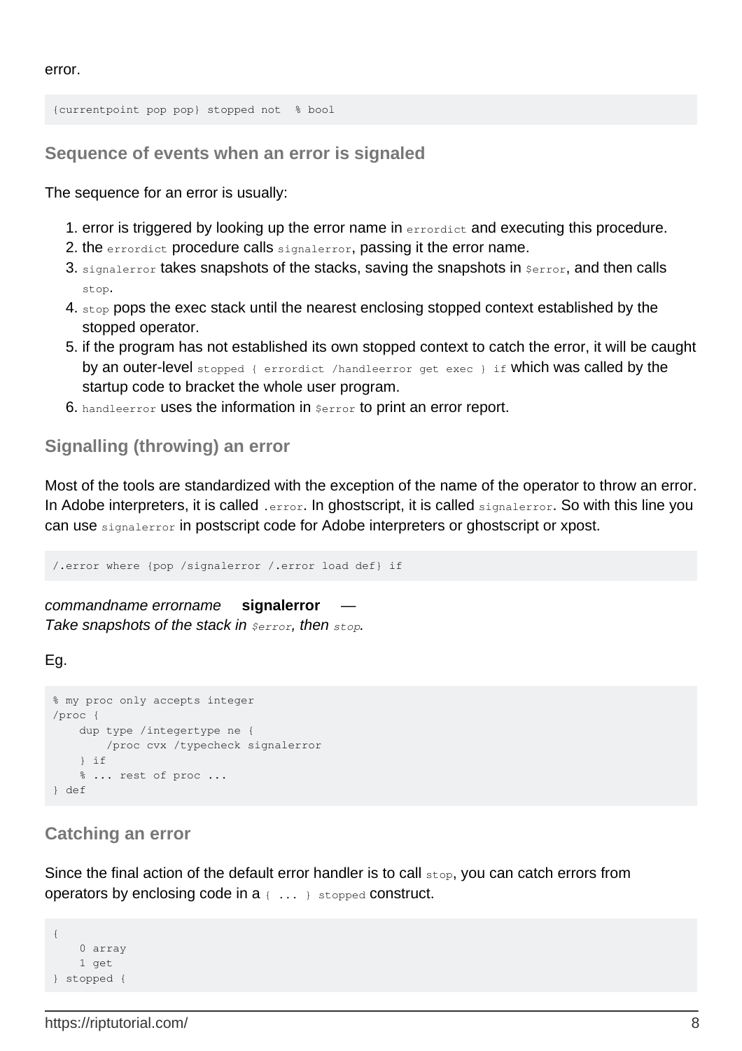error.

```
{currentpoint pop pop} stopped not  % bool
```

### Sequence of events when an error is signaled

The sequence for an error is usually:

1. error is triggered by looking up the error name in `errordict` and executing this procedure.
2. the `errordict` procedure calls `signalerror`, passing it the error name.
3. `signalerror` takes snapshots of the stacks, saving the snapshots in `$error`, and then calls `stop`.
4. `stop` pops the exec stack until the nearest enclosing stopped context established by the stopped operator.
5. if the program has not established its own stopped context to catch the error, it will be caught by an outer-level `stopped { errordict /handleerror get exec } if` which was called by the startup code to bracket the whole user program.
6. `handleerror` uses the information in `$error` to print an error report.

### Signalling (throwing) an error

Most of the tools are standardized with the exception of the name of the operator to throw an error. In Adobe interpreters, it is called `.error`. In ghostscript, it is called `signalerror`. So with this line you can use `signalerror` in postscript code for Adobe interpreters or ghostscript or xpost.

```
/.error where {pop /signalerror /.error load def} if
```

*commandname errorname* **signalerror** —
*Take snapshots of the stack in `$error`, then `stop`.*

Eg.

```
% my proc only accepts integer
/proc {
    dup type /integertype ne {
        /proc cvx /typecheck signalerror
    } if
    % ... rest of proc ...
} def
```

### Catching an error

Since the final action of the default error handler is to call `stop`, you can catch errors from operators by enclosing code in a `{ ... } stopped` construct.

```
{
    0 array
    1 get
} stopped {
```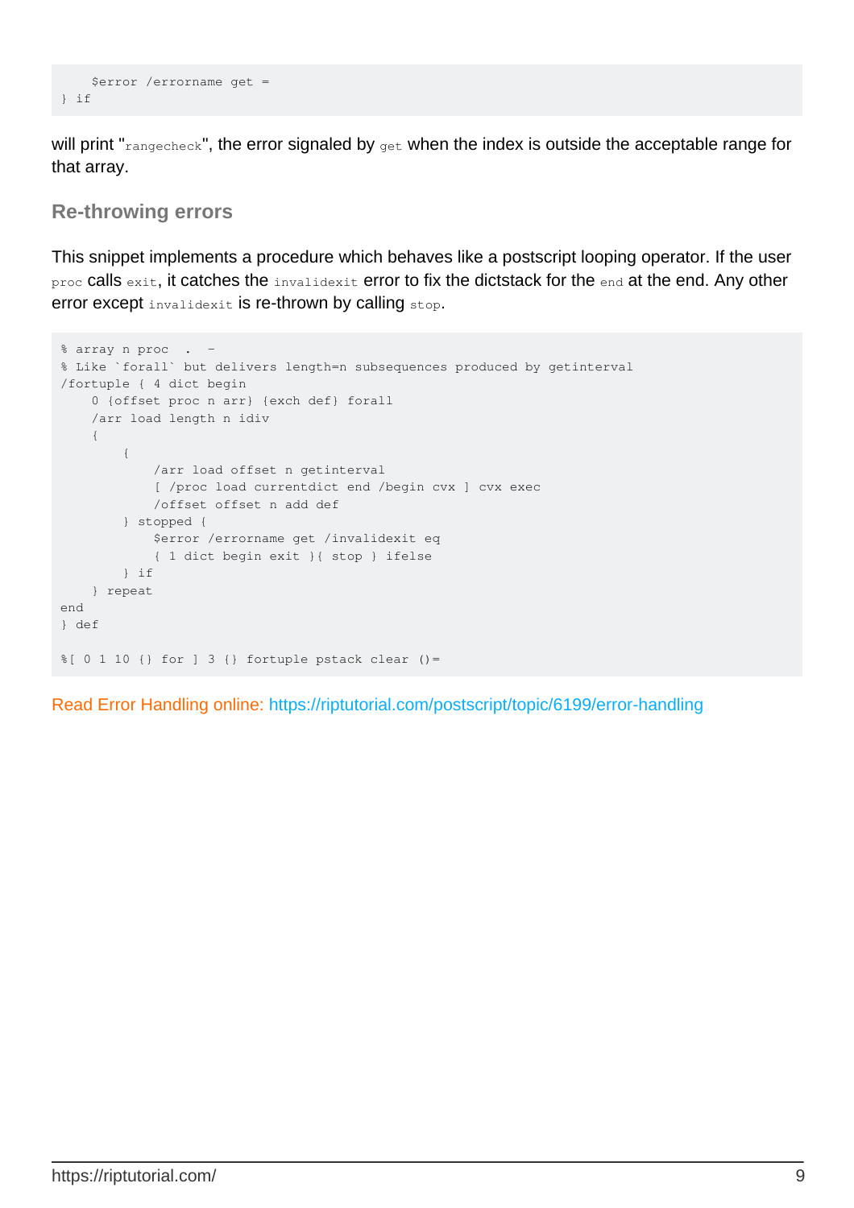```
    $error /errorname get =
} if
```

will print "`rangecheck`", the error signaled by `get` when the index is outside the acceptable range for that array.

### Re-throwing errors

This snippet implements a procedure which behaves like a postscript looping operator. If the user `proc` calls `exit`, it catches the `invalidexit` error to fix the dictstack for the `end` at the end. Any other error except `invalidexit` is re-thrown by calling `stop`.

```
% array n proc  .  -
% Like `forall` but delivers length=n subsequences produced by getinterval
/fortuple { 4 dict begin
    0 {offset proc n arr} {exch def} forall
    /arr load length n idiv
    {
        {
            /arr load offset n getinterval
            [ /proc load currentdict end /begin cvx ] cvx exec
            /offset offset n add def
        } stopped {
            $error /errorname get /invalidexit eq
            { 1 dict begin exit }{ stop } ifelse
        } if
    } repeat
end
} def

%[ 0 1 10 {} for ] 3 {} fortuple pstack clear ()=
```

Read Error Handling online: https://riptutorial.com/postscript/topic/6199/error-handling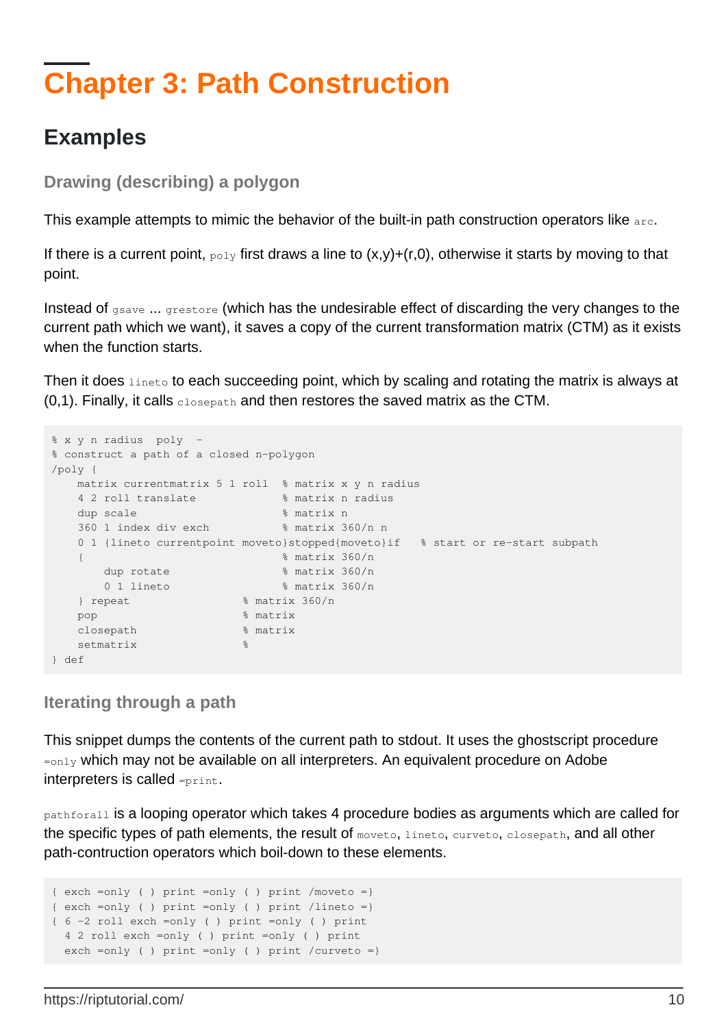# Chapter 3: Path Construction

## Examples

### Drawing (describing) a polygon

This example attempts to mimic the behavior of the built-in path construction operators like `arc`.

If there is a current point, `poly` first draws a line to (x,y)+(r,0), otherwise it starts by moving to that point.

Instead of `gsave` ... `grestore` (which has the undesirable effect of discarding the very changes to the current path which we want), it saves a copy of the current transformation matrix (CTM) as it exists when the function starts.

Then it does `lineto` to each succeeding point, which by scaling and rotating the matrix is always at (0,1). Finally, it calls `closepath` and then restores the saved matrix as the CTM.

```
% x y n radius  poly  -
% construct a path of a closed n-polygon
/poly {
    matrix currentmatrix 5 1 roll  % matrix x y n radius
    4 2 roll translate             % matrix n radius
    dup scale                      % matrix n
    360 1 index div exch           % matrix 360/n n
    0 1 {lineto currentpoint moveto}stopped{moveto}if   % start or re-start subpath
    {                              % matrix 360/n
        dup rotate                 % matrix 360/n
        0 1 lineto                 % matrix 360/n
    } repeat                 % matrix 360/n
    pop                      % matrix
    closepath                % matrix
    setmatrix                %
} def
```

### Iterating through a path

This snippet dumps the contents of the current path to stdout. It uses the ghostscript procedure `=only` which may not be available on all interpreters. An equivalent procedure on Adobe interpreters is called `=print`.

`pathforall` is a looping operator which takes 4 procedure bodies as arguments which are called for the specific types of path elements, the result of `moveto`, `lineto`, `curveto`, `closepath`, and all other path-contruction operators which boil-down to these elements.

```
{ exch =only ( ) print =only ( ) print /moveto =}
{ exch =only ( ) print =only ( ) print /lineto =}
{ 6 -2 roll exch =only ( ) print =only ( ) print
  4 2 roll exch =only ( ) print =only ( ) print
  exch =only ( ) print =only ( ) print /curveto =}
```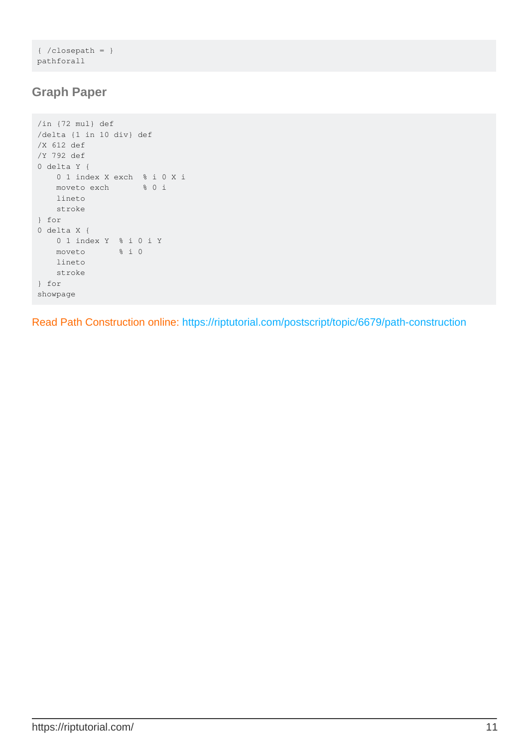```
{ /closepath = }
pathforall
```

## Graph Paper

```
/in {72 mul} def
/delta {1 in 10 div} def
/X 612 def
/Y 792 def
0 delta Y {
    0 1 index X exch  % i 0 X i
    moveto exch       % 0 i
    lineto
    stroke
} for
0 delta X {
    0 1 index Y  % i 0 i Y
    moveto       % i 0
    lineto
    stroke
} for
showpage
```

Read Path Construction online: https://riptutorial.com/postscript/topic/6679/path-construction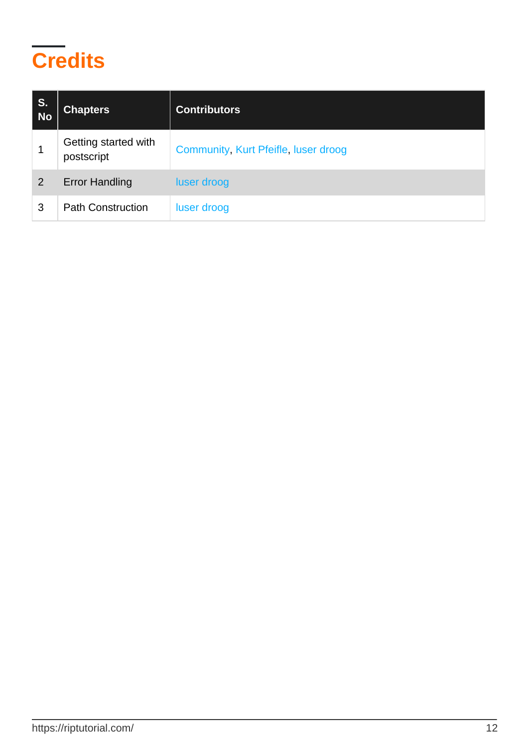# Credits

| S. No | Chapters | Contributors |
|---|---|---|
| 1 | Getting started with postscript | Community, Kurt Pfeifle, luser droog |
| 2 | Error Handling | luser droog |
| 3 | Path Construction | luser droog |